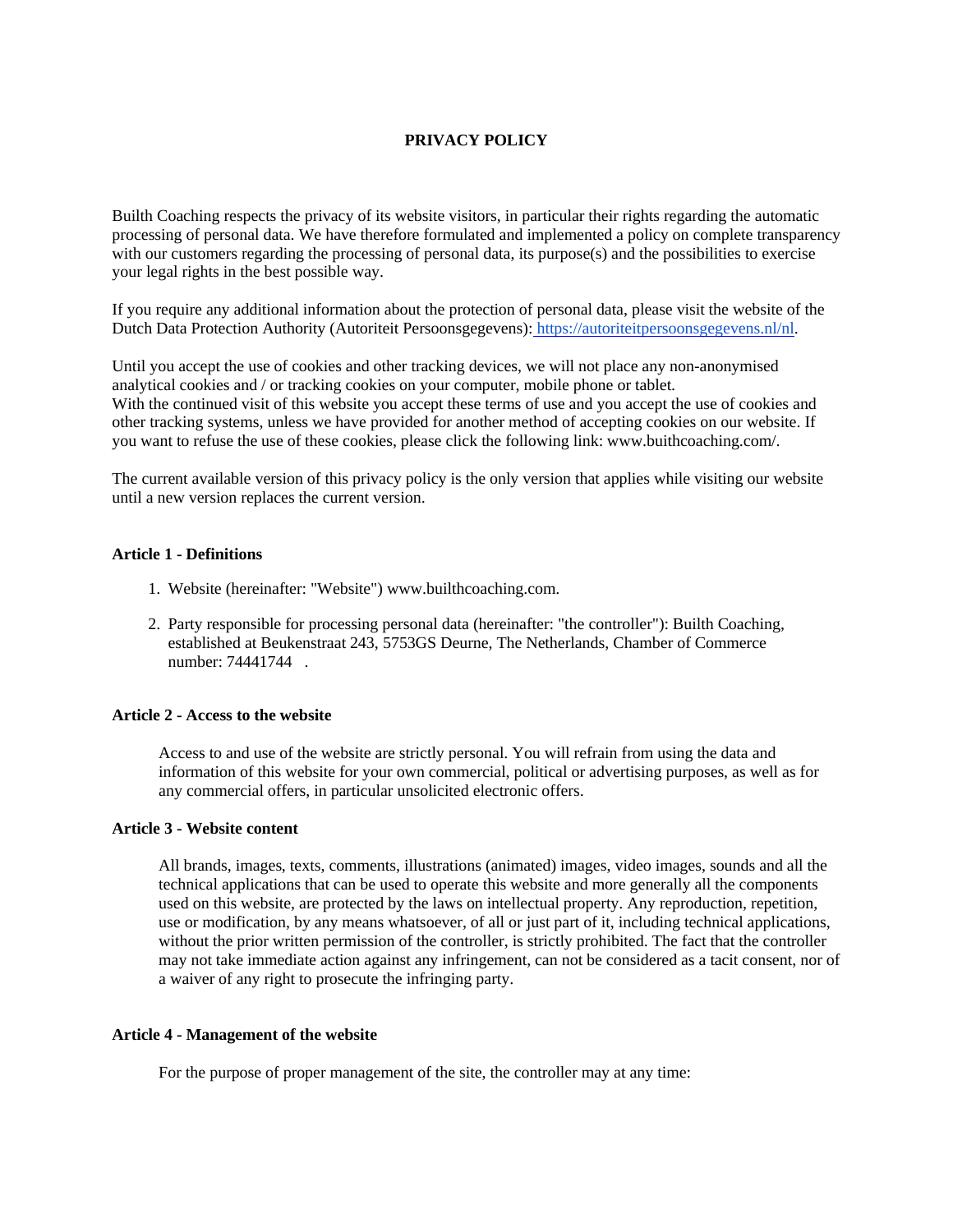# PRIVACY POLICY

Builth Coaching respects the privacy of its website visitors, in particular their rights regarding the automatic processing of personal data. We have therefore formulated and implemented a policy on complete transparency with our customers regarding the processing of personal data, its purpose(s) and the possibilities to exercise your legal rights in the best possible way.

If you require any additional information about the protection of personal data, please visit the website of the Dutch Data Protection Authority (Autoriteit Persoonsgegevens): https://autoriteitpersoonsgegevens.nl/nl.

Until you accept the use of cookies and other tracking devices, we will not place any non-anonymised analytical cookies and / or tracking cookies on your computer, mobile phone or tablet.
With the continued visit of this website you accept these terms of use and you accept the use of cookies and other tracking systems, unless we have provided for another method of accepting cookies on our website. If you want to refuse the use of these cookies, please click the following link: www.buithcoaching.com/.

The current available version of this privacy policy is the only version that applies while visiting our website until a new version replaces the current version.

### Article 1 - Definitions

1. Website (hereinafter: "Website") www.builthcoaching.com.
2. Party responsible for processing personal data (hereinafter: "the controller"): Builth Coaching, established at Beukenstraat 243, 5753GS Deurne, The Netherlands, Chamber of Commerce number: 74441744 .

### Article 2 - Access to the website

Access to and use of the website are strictly personal. You will refrain from using the data and information of this website for your own commercial, political or advertising purposes, as well as for any commercial offers, in particular unsolicited electronic offers.

### Article 3 - Website content

All brands, images, texts, comments, illustrations (animated) images, video images, sounds and all the technical applications that can be used to operate this website and more generally all the components used on this website, are protected by the laws on intellectual property. Any reproduction, repetition, use or modification, by any means whatsoever, of all or just part of it, including technical applications, without the prior written permission of the controller, is strictly prohibited. The fact that the controller may not take immediate action against any infringement, can not be considered as a tacit consent, nor of a waiver of any right to prosecute the infringing party.

### Article 4 - Management of the website

For the purpose of proper management of the site, the controller may at any time: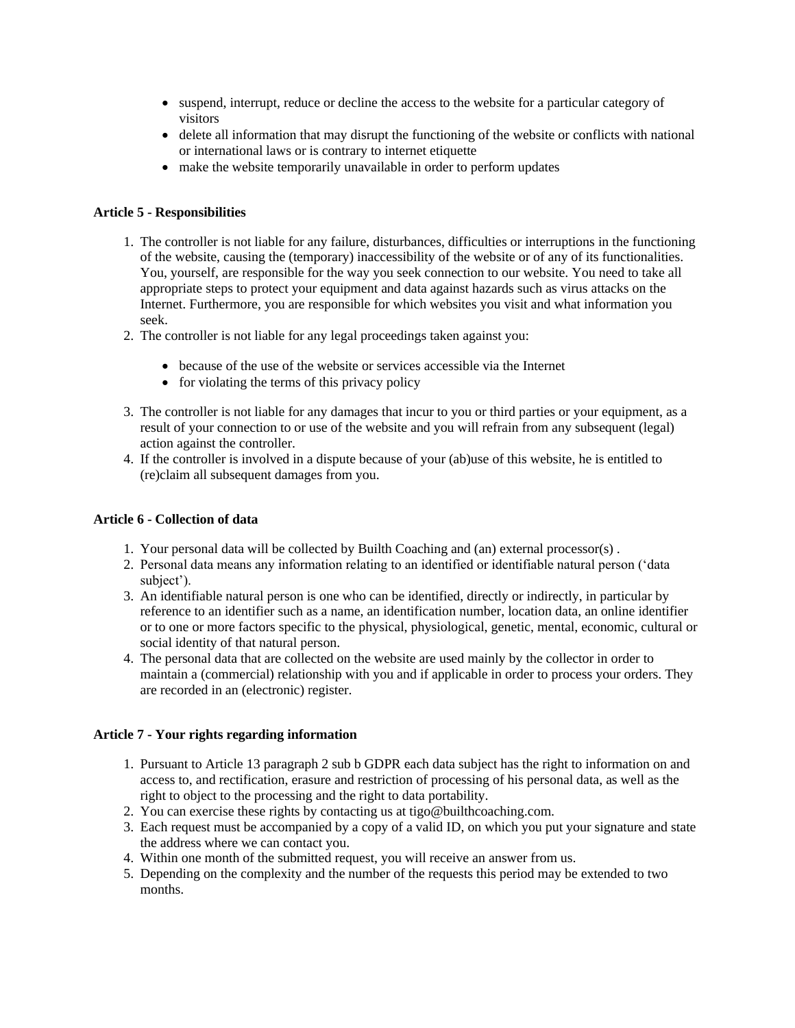- suspend, interrupt, reduce or decline the access to the website for a particular category of visitors
- delete all information that may disrupt the functioning of the website or conflicts with national or international laws or is contrary to internet etiquette
- make the website temporarily unavailable in order to perform updates

**Article 5 - Responsibilities**

1. The controller is not liable for any failure, disturbances, difficulties or interruptions in the functioning of the website, causing the (temporary) inaccessibility of the website or of any of its functionalities. You, yourself, are responsible for the way you seek connection to our website. You need to take all appropriate steps to protect your equipment and data against hazards such as virus attacks on the Internet. Furthermore, you are responsible for which websites you visit and what information you seek.
2. The controller is not liable for any legal proceedings taken against you:
    - because of the use of the website or services accessible via the Internet
    - for violating the terms of this privacy policy
3. The controller is not liable for any damages that incur to you or third parties or your equipment, as a result of your connection to or use of the website and you will refrain from any subsequent (legal) action against the controller.
4. If the controller is involved in a dispute because of your (ab)use of this website, he is entitled to (re)claim all subsequent damages from you.

**Article 6 - Collection of data**

1. Your personal data will be collected by Builth Coaching and (an) external processor(s) .
2. Personal data means any information relating to an identified or identifiable natural person ('data subject').
3. An identifiable natural person is one who can be identified, directly or indirectly, in particular by reference to an identifier such as a name, an identification number, location data, an online identifier or to one or more factors specific to the physical, physiological, genetic, mental, economic, cultural or social identity of that natural person.
4. The personal data that are collected on the website are used mainly by the collector in order to maintain a (commercial) relationship with you and if applicable in order to process your orders. They are recorded in an (electronic) register.

**Article 7 - Your rights regarding information**

1. Pursuant to Article 13 paragraph 2 sub b GDPR each data subject has the right to information on and access to, and rectification, erasure and restriction of processing of his personal data, as well as the right to object to the processing and the right to data portability.
2. You can exercise these rights by contacting us at tigo@builthcoaching.com.
3. Each request must be accompanied by a copy of a valid ID, on which you put your signature and state the address where we can contact you.
4. Within one month of the submitted request, you will receive an answer from us.
5. Depending on the complexity and the number of the requests this period may be extended to two months.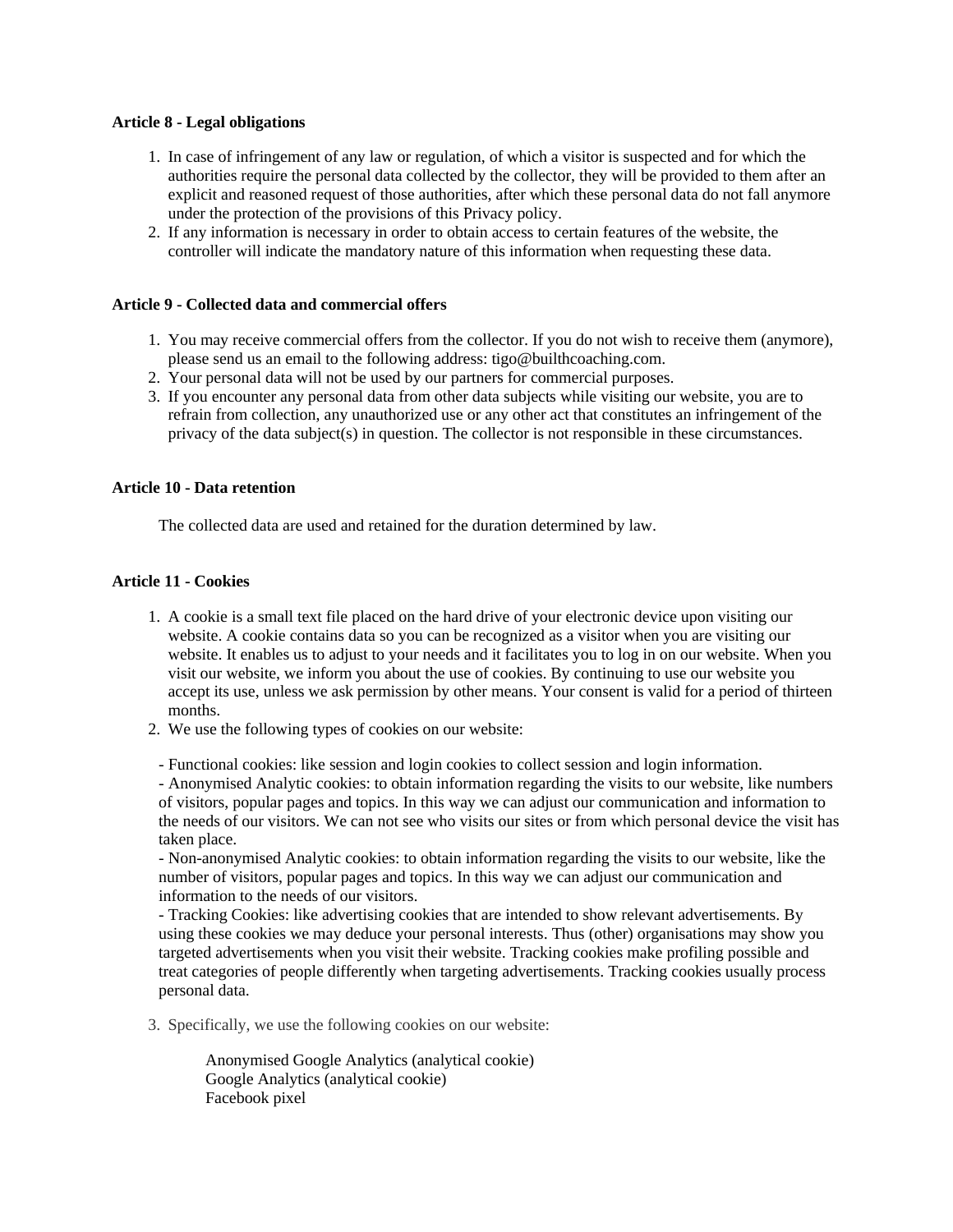**Article 8 - Legal obligations**

1. In case of infringement of any law or regulation, of which a visitor is suspected and for which the authorities require the personal data collected by the collector, they will be provided to them after an explicit and reasoned request of those authorities, after which these personal data do not fall anymore under the protection of the provisions of this Privacy policy.
2. If any information is necessary in order to obtain access to certain features of the website, the controller will indicate the mandatory nature of this information when requesting these data.

**Article 9 - Collected data and commercial offers**

1. You may receive commercial offers from the collector. If you do not wish to receive them (anymore), please send us an email to the following address: tigo@builthcoaching.com.
2. Your personal data will not be used by our partners for commercial purposes.
3. If you encounter any personal data from other data subjects while visiting our website, you are to refrain from collection, any unauthorized use or any other act that constitutes an infringement of the privacy of the data subject(s) in question. The collector is not responsible in these circumstances.

**Article 10 - Data retention**

The collected data are used and retained for the duration determined by law.

**Article 11 - Cookies**

1. A cookie is a small text file placed on the hard drive of your electronic device upon visiting our website. A cookie contains data so you can be recognized as a visitor when you are visiting our website. It enables us to adjust to your needs and it facilitates you to log in on our website. When you visit our website, we inform you about the use of cookies. By continuing to use our website you accept its use, unless we ask permission by other means. Your consent is valid for a period of thirteen months.
2. We use the following types of cookies on our website:

   - Functional cookies: like session and login cookies to collect session and login information.
   - Anonymised Analytic cookies: to obtain information regarding the visits to our website, like numbers of visitors, popular pages and topics. In this way we can adjust our communication and information to the needs of our visitors. We can not see who visits our sites or from which personal device the visit has taken place.
   - Non-anonymised Analytic cookies: to obtain information regarding the visits to our website, like the number of visitors, popular pages and topics. In this way we can adjust our communication and information to the needs of our visitors.
   - Tracking Cookies: like advertising cookies that are intended to show relevant advertisements. By using these cookies we may deduce your personal interests. Thus (other) organisations may show you targeted advertisements when you visit their website. Tracking cookies make profiling possible and treat categories of people differently when targeting advertisements. Tracking cookies usually process personal data.

3. Specifically, we use the following cookies on our website:

   Anonymised Google Analytics (analytical cookie)
   Google Analytics (analytical cookie)
   Facebook pixel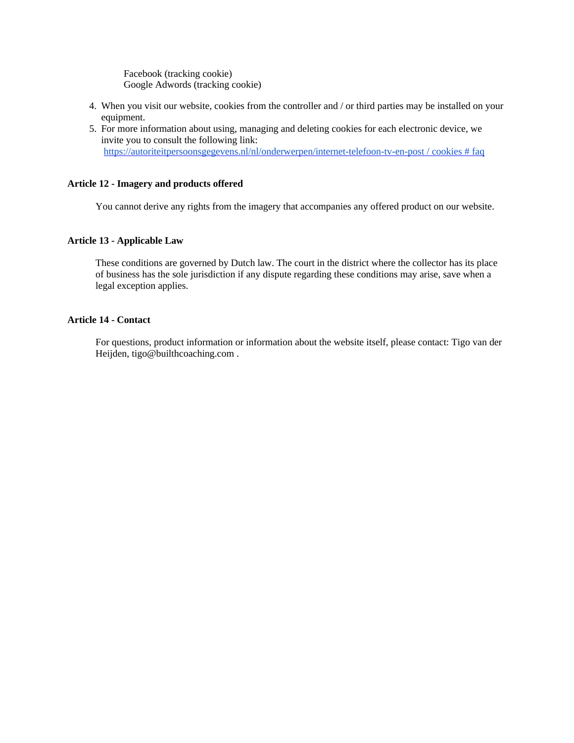Facebook (tracking cookie)
Google Adwords (tracking cookie)

4. When you visit our website, cookies from the controller and / or third parties may be installed on your equipment.
5. For more information about using, managing and deleting cookies for each electronic device, we invite you to consult the following link:
 https://autoriteitpersoonsgegevens.nl/nl/onderwerpen/internet-telefoon-tv-en-post / cookies # faq

**Article 12 - Imagery and products offered**

You cannot derive any rights from the imagery that accompanies any offered product on our website.

**Article 13 - Applicable Law**

These conditions are governed by Dutch law. The court in the district where the collector has its place of business has the sole jurisdiction if any dispute regarding these conditions may arise, save when a legal exception applies.

**Article 14 - Contact**

For questions, product information or information about the website itself, please contact: Tigo van der Heijden, tigo@builthcoaching.com .